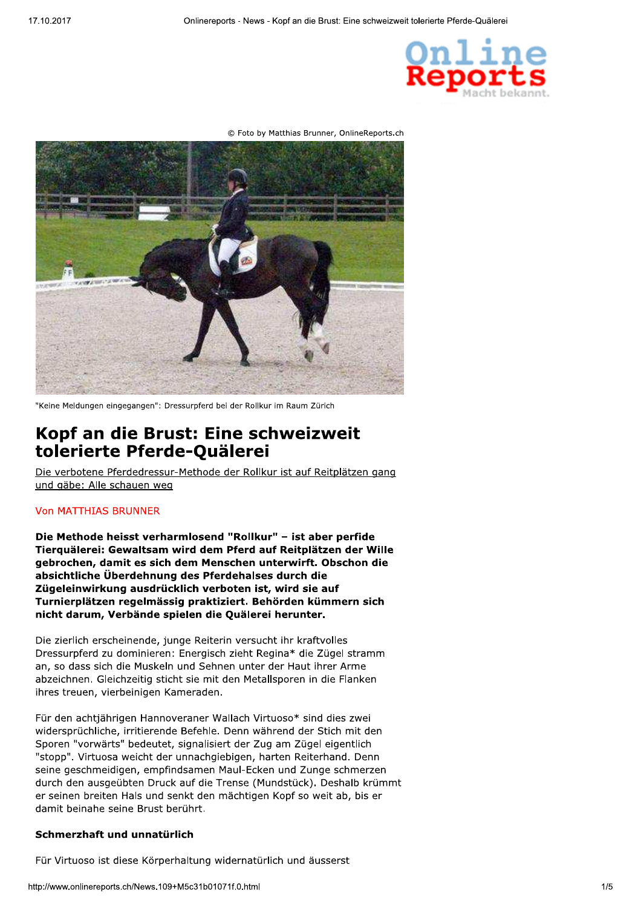© Foto by Matthias Brunner, OnlineReports.ch

"Keine Meldungen eingegangen": Dressurpferd bei der Rollkur im Raum Zürich

# Kopf an die Brust: Eine schweizweit tolerierte Pferde-Quälerei

Die verbotene Pferdedressur-Methode der Rollkur ist auf Reitplätzen gang und gäbe: Alle schauen weg

Von MATTHIAS BRUNNER

**Die Methode heisst verharmlosend "Rollkur" – ist aber perfide Tierquälerei: Gewaltsam wird dem Pferd auf Reitplätzen der Wille gebrochen, damit es sich dem Menschen unterwirft. Obschon die absichtliche Überdehnung des Pferdehalses durch die Zügeleinwirkung ausdrücklich verboten ist, wird sie auf Turnierplätzen regelmässig praktiziert. Behörden kümmern sich nicht darum, Verbände spielen die Quälerei herunter.**

Die zierlich erscheinende, junge Reiterin versucht ihr kraftvolles Dressurpferd zu dominieren: Energisch zieht Regina* die Zügel stramm an, so dass sich die Muskeln und Sehnen unter der Haut ihrer Arme abzeichnen. Gleichzeitig sticht sie mit den Metallsporen in die Flanken ihres treuen, vierbeinigen Kameraden.

Für den achtjährigen Hannoveraner Wallach Virtuoso* sind dies zwei widersprüchliche, irritierende Befehle. Denn während der Stich mit den Sporen "vorwärts" bedeutet, signalisiert der Zug am Zügel eigentlich "stopp". Virtuosa weicht der unnachgiebigen, harten Reiterhand. Denn seine geschmeidigen, empfindsamen Maul-Ecken und Zunge schmerzen durch den ausgeübten Druck auf die Trense (Mundstück). Deshalb krümmt er seinen breiten Hals und senkt den mächtigen Kopf so weit ab, bis er damit beinahe seine Brust berührt.

### Schmerzhaft und unnatürlich

Für Virtuoso ist diese Körperhaltung widernatürlich und äusserst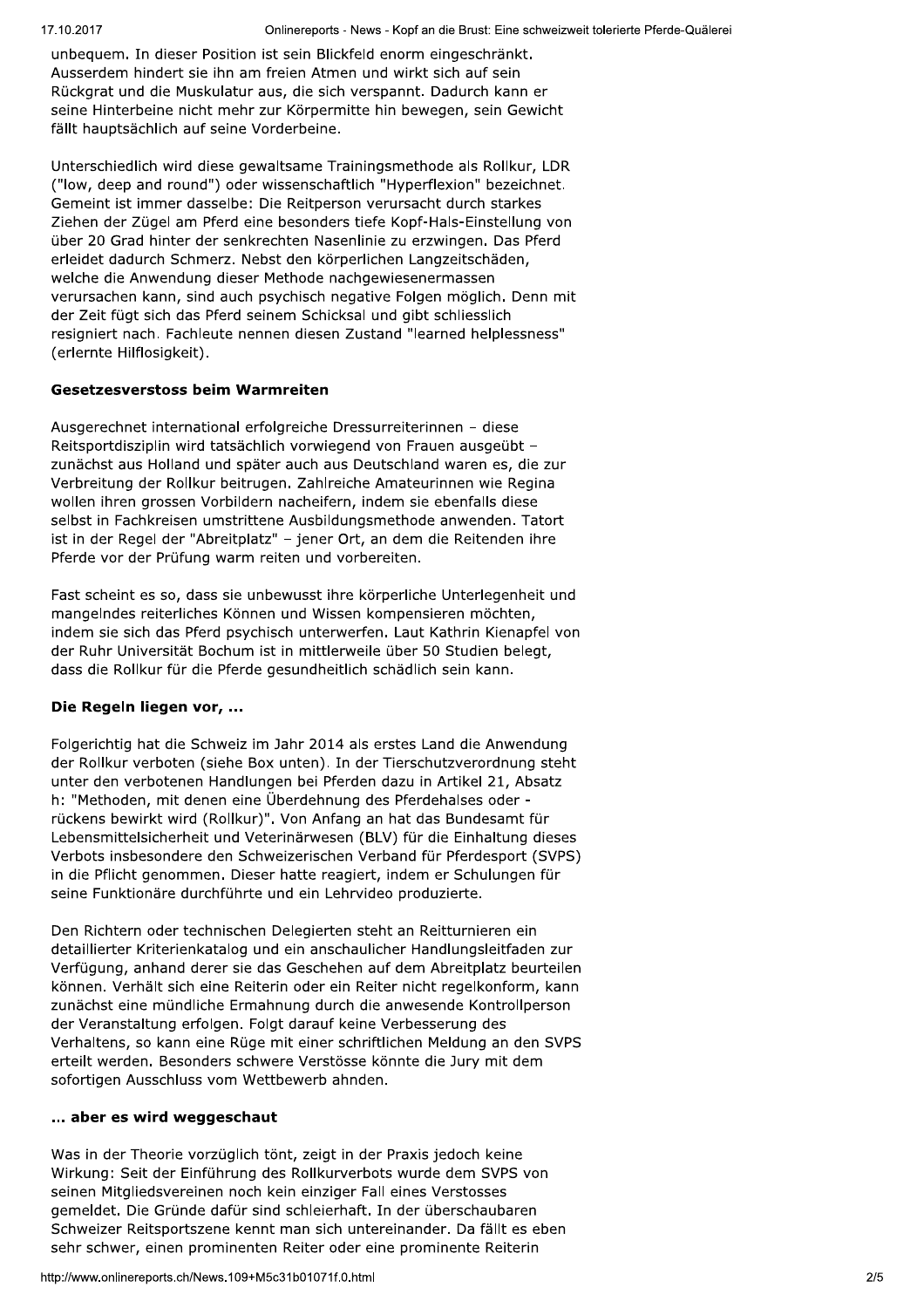unbequem. In dieser Position ist sein Blickfeld enorm eingeschränkt. Ausserdem hindert sie ihn am freien Atmen und wirkt sich auf sein Rückgrat und die Muskulatur aus, die sich verspannt. Dadurch kann er seine Hinterbeine nicht mehr zur Körpermitte hin bewegen, sein Gewicht fällt hauptsächlich auf seine Vorderbeine.

Unterschiedlich wird diese gewaltsame Trainingsmethode als Rollkur, LDR ("low, deep and round") oder wissenschaftlich "Hyperflexion" bezeichnet. Gemeint ist immer dasselbe: Die Reitperson verursacht durch starkes Ziehen der Zügel am Pferd eine besonders tiefe Kopf-Hals-Einstellung von über 20 Grad hinter der senkrechten Nasenlinie zu erzwingen. Das Pferd erleidet dadurch Schmerz. Nebst den körperlichen Langzeitschäden, welche die Anwendung dieser Methode nachgewiesenermassen verursachen kann, sind auch psychisch negative Folgen möglich. Denn mit der Zeit fügt sich das Pferd seinem Schicksal und gibt schliesslich resigniert nach. Fachleute nennen diesen Zustand "learned helplessness" (erlernte Hilflosigkeit).

### Gesetzesverstoss beim Warmreiten

Ausgerechnet international erfolgreiche Dressurreiterinnen – diese Reitsportdisziplin wird tatsächlich vorwiegend von Frauen ausgeübt – zunächst aus Holland und später auch aus Deutschland waren es, die zur Verbreitung der Rollkur beitrugen. Zahlreiche Amateurinnen wie Regina wollen ihren grossen Vorbildern nacheifern, indem sie ebenfalls diese selbst in Fachkreisen umstrittene Ausbildungsmethode anwenden. Tatort ist in der Regel der "Abreitplatz" – jener Ort, an dem die Reitenden ihre Pferde vor der Prüfung warm reiten und vorbereiten.

Fast scheint es so, dass sie unbewusst ihre körperliche Unterlegenheit und mangelndes reiterliches Können und Wissen kompensieren möchten, indem sie sich das Pferd psychisch unterwerfen. Laut Kathrin Kienapfel von der Ruhr Universität Bochum ist in mittlerweile über 50 Studien belegt, dass die Rollkur für die Pferde gesundheitlich schädlich sein kann.

### Die Regeln liegen vor, ...

Folgerichtig hat die Schweiz im Jahr 2014 als erstes Land die Anwendung der Rollkur verboten (siehe Box unten). In der Tierschutzverordnung steht unter den verbotenen Handlungen bei Pferden dazu in Artikel 21, Absatz h: "Methoden, mit denen eine Überdehnung des Pferdehalses oder -rückens bewirkt wird (Rollkur)". Von Anfang an hat das Bundesamt für Lebensmittelsicherheit und Veterinärwesen (BLV) für die Einhaltung dieses Verbots insbesondere den Schweizerischen Verband für Pferdesport (SVPS) in die Pflicht genommen. Dieser hatte reagiert, indem er Schulungen für seine Funktionäre durchführte und ein Lehrvideo produzierte.

Den Richtern oder technischen Delegierten steht an Reitturnieren ein detaillierter Kriterienkatalog und ein anschaulicher Handlungsleitfaden zur Verfügung, anhand derer sie das Geschehen auf dem Abreitplatz beurteilen können. Verhält sich eine Reiterin oder ein Reiter nicht regelkonform, kann zunächst eine mündliche Ermahnung durch die anwesende Kontrollperson der Veranstaltung erfolgen. Folgt darauf keine Verbesserung des Verhaltens, so kann eine Rüge mit einer schriftlichen Meldung an den SVPS erteilt werden. Besonders schwere Verstösse könnte die Jury mit dem sofortigen Ausschluss vom Wettbewerb ahnden.

### ... aber es wird weggeschaut

Was in der Theorie vorzüglich tönt, zeigt in der Praxis jedoch keine Wirkung: Seit der Einführung des Rollkurverbots wurde dem SVPS von seinen Mitgliedsvereinen noch kein einziger Fall eines Verstosses gemeldet. Die Gründe dafür sind schleierhaft. In der überschaubaren Schweizer Reitsportszene kennt man sich untereinander. Da fällt es eben sehr schwer, einen prominenten Reiter oder eine prominente Reiterin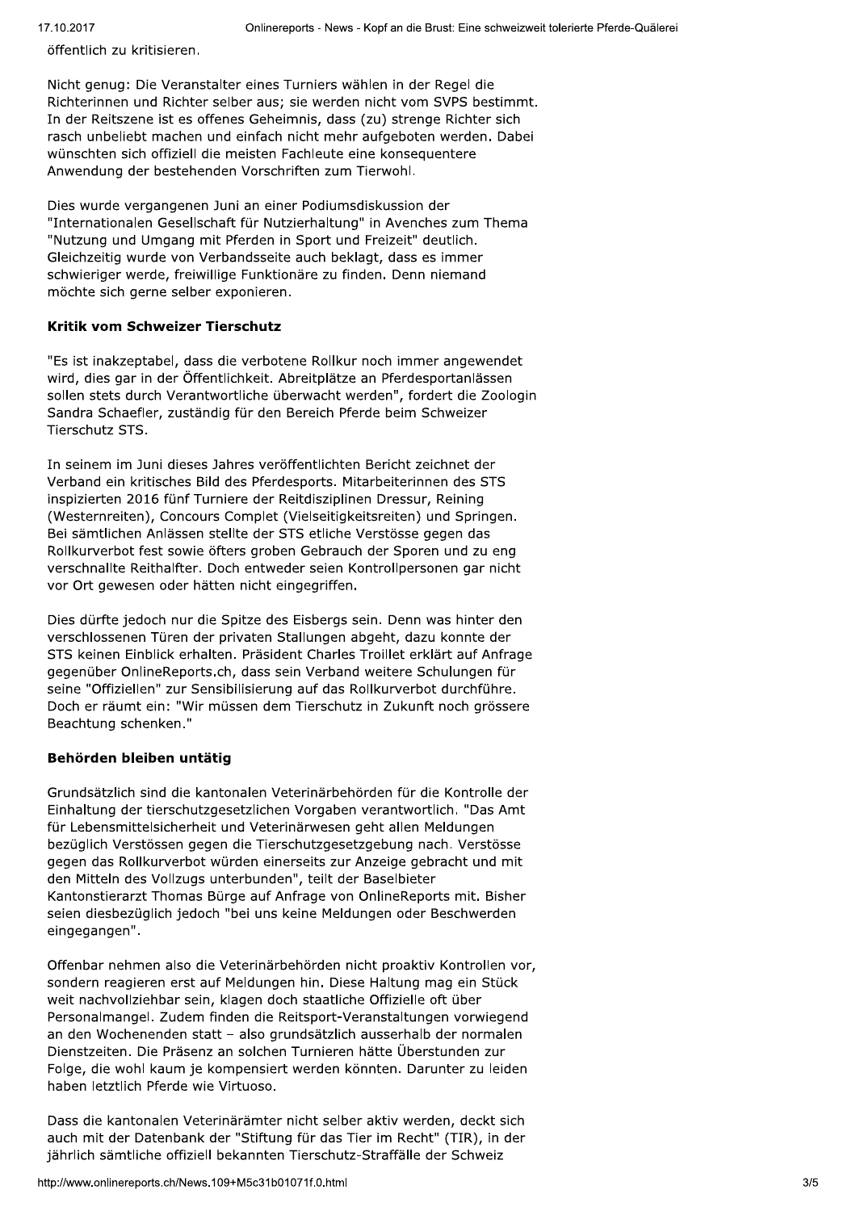öffentlich zu kritisieren.

Nicht genug: Die Veranstalter eines Turniers wählen in der Regel die Richterinnen und Richter selber aus; sie werden nicht vom SVPS bestimmt. In der Reitszene ist es offenes Geheimnis, dass (zu) strenge Richter sich rasch unbeliebt machen und einfach nicht mehr aufgeboten werden. Dabei wünschten sich offiziell die meisten Fachleute eine konsequentere Anwendung der bestehenden Vorschriften zum Tierwohl.

Dies wurde vergangenen Juni an einer Podiumsdiskussion der "Internationalen Gesellschaft für Nutzierhaltung" in Avenches zum Thema "Nutzung und Umgang mit Pferden in Sport und Freizeit" deutlich. Gleichzeitig wurde von Verbandsseite auch beklagt, dass es immer schwieriger werde, freiwillige Funktionäre zu finden. Denn niemand möchte sich gerne selber exponieren.

**Kritik vom Schweizer Tierschutz**

"Es ist inakzeptabel, dass die verbotene Rollkur noch immer angewendet wird, dies gar in der Öffentlichkeit. Abreitplätze an Pferdesportanlässen sollen stets durch Verantwortliche überwacht werden", fordert die Zoologin Sandra Schaefler, zuständig für den Bereich Pferde beim Schweizer Tierschutz STS.

In seinem im Juni dieses Jahres veröffentlichten Bericht zeichnet der Verband ein kritisches Bild des Pferdesports. Mitarbeiterinnen des STS inspizierten 2016 fünf Turniere der Reitdisziplinen Dressur, Reining (Westernreiten), Concours Complet (Vielseitigkeitsreiten) und Springen. Bei sämtlichen Anlässen stellte der STS etliche Verstösse gegen das Rollkurverbot fest sowie öfters groben Gebrauch der Sporen und zu eng verschnallte Reithalfter. Doch entweder seien Kontrollpersonen gar nicht vor Ort gewesen oder hätten nicht eingegriffen.

Dies dürfte jedoch nur die Spitze des Eisbergs sein. Denn was hinter den verschlossenen Türen der privaten Stallungen abgeht, dazu konnte der STS keinen Einblick erhalten. Präsident Charles Troillet erklärt auf Anfrage gegenüber OnlineReports.ch, dass sein Verband weitere Schulungen für seine "Offiziellen" zur Sensibilisierung auf das Rollkurverbot durchführe. Doch er räumt ein: "Wir müssen dem Tierschutz in Zukunft noch grössere Beachtung schenken."

**Behörden bleiben untätig**

Grundsätzlich sind die kantonalen Veterinärbehörden für die Kontrolle der Einhaltung der tierschutzgesetzlichen Vorgaben verantwortlich. "Das Amt für Lebensmittelsicherheit und Veterinärwesen geht allen Meldungen bezüglich Verstössen gegen die Tierschutzgesetzgebung nach. Verstösse gegen das Rollkurverbot würden einerseits zur Anzeige gebracht und mit den Mitteln des Vollzugs unterbunden", teilt der Baselbieter Kantonstierarzt Thomas Bürge auf Anfrage von OnlineReports mit. Bisher seien diesbezüglich jedoch "bei uns keine Meldungen oder Beschwerden eingegangen".

Offenbar nehmen also die Veterinärbehörden nicht proaktiv Kontrollen vor, sondern reagieren erst auf Meldungen hin. Diese Haltung mag ein Stück weit nachvollziehbar sein, klagen doch staatliche Offizielle oft über Personalmangel. Zudem finden die Reitsport-Veranstaltungen vorwiegend an den Wochenenden statt – also grundsätzlich ausserhalb der normalen Dienstzeiten. Die Präsenz an solchen Turnieren hätte Überstunden zur Folge, die wohl kaum je kompensiert werden könnten. Darunter zu leiden haben letztlich Pferde wie Virtuoso.

Dass die kantonalen Veterinärämter nicht selber aktiv werden, deckt sich auch mit der Datenbank der "Stiftung für das Tier im Recht" (TIR), in der jährlich sämtliche offiziell bekannten Tierschutz-Straffälle der Schweiz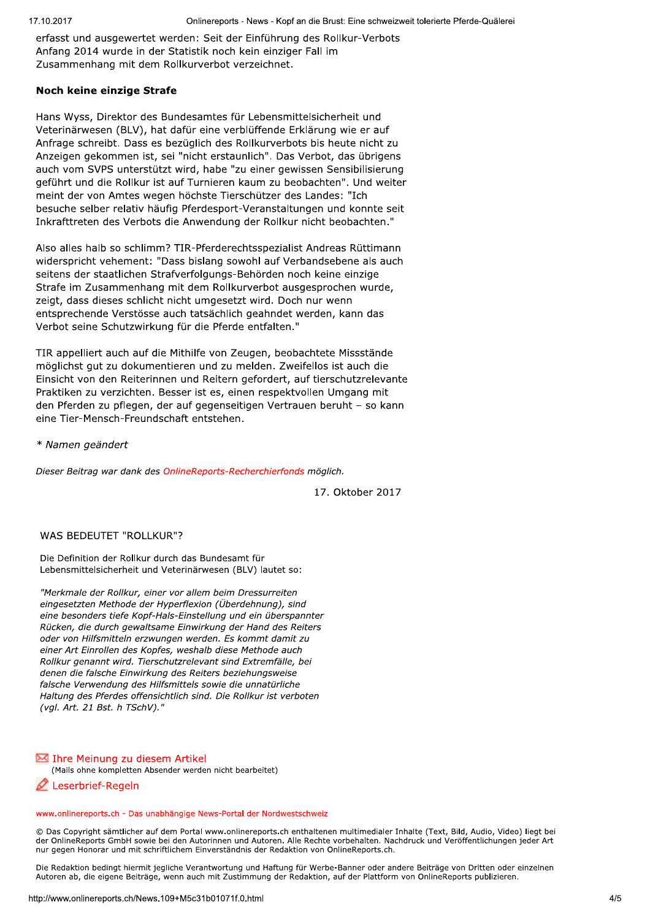erfasst und ausgewertet werden: Seit der Einführung des Rollkur-Verbots Anfang 2014 wurde in der Statistik noch kein einziger Fall im Zusammenhang mit dem Rollkurverbot verzeichnet.

**Noch keine einzige Strafe**

Hans Wyss, Direktor des Bundesamtes für Lebensmittelsicherheit und Veterinärwesen (BLV), hat dafür eine verblüffende Erklärung wie er auf Anfrage schreibt. Dass es bezüglich des Rollkurverbots bis heute nicht zu Anzeigen gekommen ist, sei "nicht erstaunlich". Das Verbot, das übrigens auch vom SVPS unterstützt wird, habe "zu einer gewissen Sensibilisierung geführt und die Rollkur ist auf Turnieren kaum zu beobachten". Und weiter meint der von Amtes wegen höchste Tierschützer des Landes: "Ich besuche selber relativ häufig Pferdesport-Veranstaltungen und konnte seit Inkrafttreten des Verbots die Anwendung der Rollkur nicht beobachten."

Also alles halb so schlimm? TIR-Pferderechtsspezialist Andreas Rüttimann widerspricht vehement: "Dass bislang sowohl auf Verbandsebene als auch seitens der staatlichen Strafverfolgungs-Behörden noch keine einzige Strafe im Zusammenhang mit dem Rollkurverbot ausgesprochen wurde, zeigt, dass dieses schlicht nicht umgesetzt wird. Doch nur wenn entsprechende Verstösse auch tatsächlich geahndet werden, kann das Verbot seine Schutzwirkung für die Pferde entfalten."

TIR appelliert auch auf die Mithilfe von Zeugen, beobachtete Missstände möglichst gut zu dokumentieren und zu melden. Zweifellos ist auch die Einsicht von den Reiterinnen und Reitern gefordert, auf tierschutzrelevante Praktiken zu verzichten. Besser ist es, einen respektvollen Umgang mit den Pferden zu pflegen, der auf gegenseitigen Vertrauen beruht – so kann eine Tier-Mensch-Freundschaft entstehen.

*\* Namen geändert*

*Dieser Beitrag war dank des OnlineReports-Recherchierfonds möglich.*

17. Oktober 2017

WAS BEDEUTET "ROLLKUR"?

Die Definition der Rollkur durch das Bundesamt für Lebensmittelsicherheit und Veterinärwesen (BLV) lautet so:

*"Merkmale der Rollkur, einer vor allem beim Dressurreiten eingesetzten Methode der Hyperflexion (Überdehnung), sind eine besonders tiefe Kopf-Hals-Einstellung und ein überspannter Rücken, die durch gewaltsame Einwirkung der Hand des Reiters oder von Hilfsmitteln erzwungen werden. Es kommt damit zu einer Art Einrollen des Kopfes, weshalb diese Methode auch Rollkur genannt wird. Tierschutzrelevant sind Extremfälle, bei denen die falsche Einwirkung des Reiters beziehungsweise falsche Verwendung des Hilfsmittels sowie die unnatürliche Haltung des Pferdes offensichtlich sind. Die Rollkur ist verboten (vgl. Art. 21 Bst. h TSchV)."*

Ihre Meinung zu diesem Artikel
(Mails ohne kompletten Absender werden nicht bearbeitet)

Leserbrief-Regeln

www.onlinereports.ch - Das unabhängige News-Portal der Nordwestschweiz

© Das Copyright sämtlicher auf dem Portal www.onlinereports.ch enthaltenen multimedialer Inhalte (Text, Bild, Audio, Video) liegt bei der OnlineReports GmbH sowie bei den Autorinnen und Autoren. Alle Rechte vorbehalten. Nachdruck und Veröffentlichungen jeder Art nur gegen Honorar und mit schriftlichem Einverständnis der Redaktion von OnlineReports.ch.

Die Redaktion bedingt hiermit jegliche Verantwortung und Haftung für Werbe-Banner oder andere Beiträge von Dritten oder einzelnen Autoren ab, die eigene Beiträge, wenn auch mit Zustimmung der Redaktion, auf der Plattform von OnlineReports publizieren.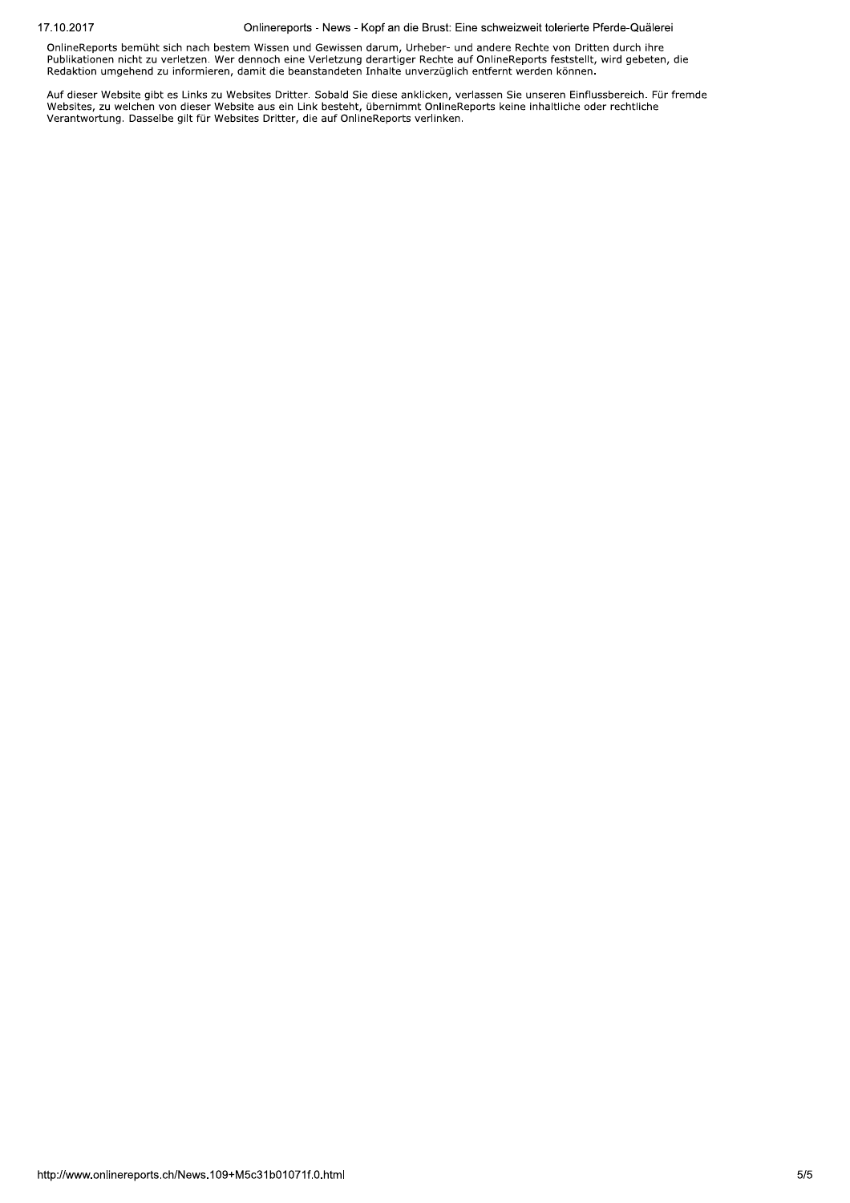OnlineReports bemüht sich nach bestem Wissen und Gewissen darum, Urheber- und andere Rechte von Dritten durch ihre Publikationen nicht zu verletzen. Wer dennoch eine Verletzung derartiger Rechte auf OnlineReports feststellt, wird gebeten, die Redaktion umgehend zu informieren, damit die beanstandeten Inhalte unverzüglich entfernt werden können.

Auf dieser Website gibt es Links zu Websites Dritter. Sobald Sie diese anklicken, verlassen Sie unseren Einflussbereich. Für fremde Websites, zu welchen von dieser Website aus ein Link besteht, übernimmt OnlineReports keine inhaltliche oder rechtliche Verantwortung. Dasselbe gilt für Websites Dritter, die auf OnlineReports verlinken.